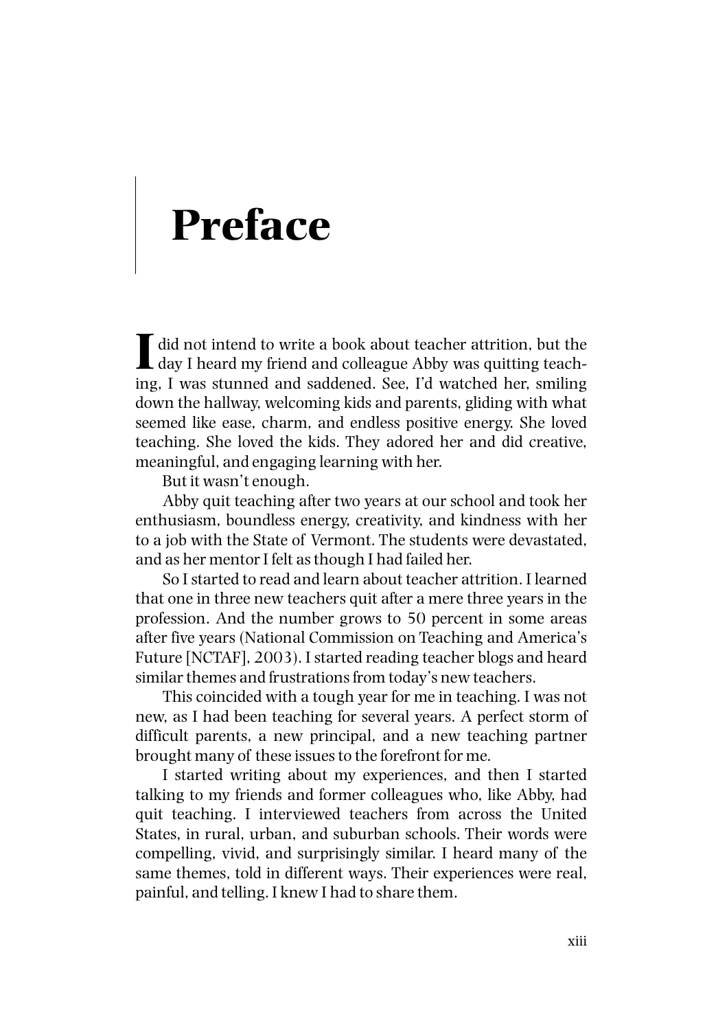# Preface

I did not intend to write a book about teacher attrition, but the day I heard my friend and colleague Abby was quitting teaching, I was stunned and saddened. See, I'd watched her, smiling down the hallway, welcoming kids and parents, gliding with what seemed like ease, charm, and endless positive energy. She loved teaching. She loved the kids. They adored her and did creative, meaningful, and engaging learning with her.

But it wasn't enough.

Abby quit teaching after two years at our school and took her enthusiasm, boundless energy, creativity, and kindness with her to a job with the State of Vermont. The students were devastated, and as her mentor I felt as though I had failed her.

So I started to read and learn about teacher attrition. I learned that one in three new teachers quit after a mere three years in the profession. And the number grows to 50 percent in some areas after five years (National Commission on Teaching and America's Future [NCTAF], 2003). I started reading teacher blogs and heard similar themes and frustrations from today's new teachers.

This coincided with a tough year for me in teaching. I was not new, as I had been teaching for several years. A perfect storm of difficult parents, a new principal, and a new teaching partner brought many of these issues to the forefront for me.

I started writing about my experiences, and then I started talking to my friends and former colleagues who, like Abby, had quit teaching. I interviewed teachers from across the United States, in rural, urban, and suburban schools. Their words were compelling, vivid, and surprisingly similar. I heard many of the same themes, told in different ways. Their experiences were real, painful, and telling. I knew I had to share them.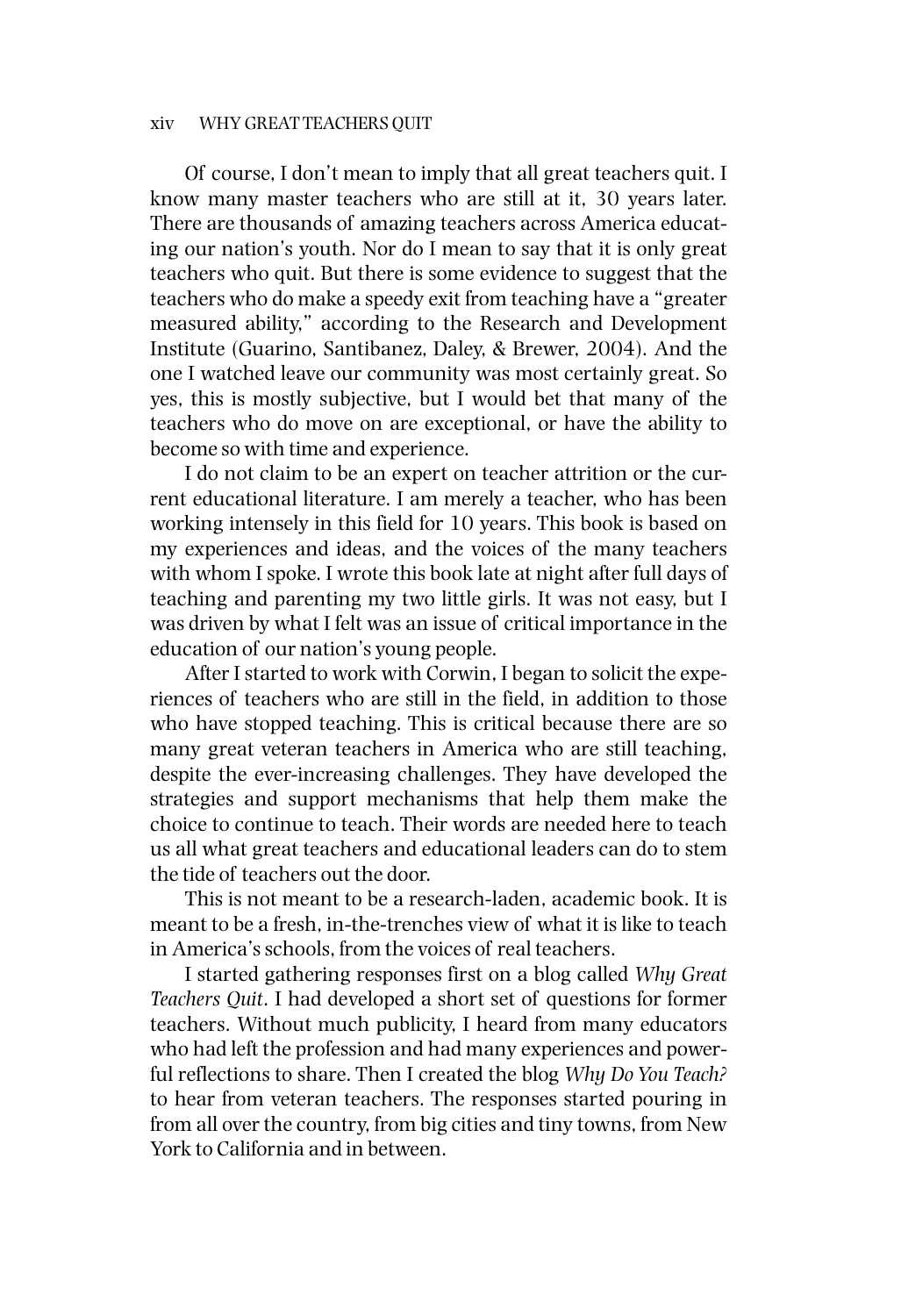Of course, I don't mean to imply that all great teachers quit. I know many master teachers who are still at it, 30 years later. There are thousands of amazing teachers across America educating our nation's youth. Nor do I mean to say that it is only great teachers who quit. But there is some evidence to suggest that the teachers who do make a speedy exit from teaching have a "greater measured ability," according to the Research and Development Institute (Guarino, Santibanez, Daley, & Brewer, 2004). And the one I watched leave our community was most certainly great. So yes, this is mostly subjective, but I would bet that many of the teachers who do move on are exceptional, or have the ability to become so with time and experience.

I do not claim to be an expert on teacher attrition or the current educational literature. I am merely a teacher, who has been working intensely in this field for 10 years. This book is based on my experiences and ideas, and the voices of the many teachers with whom I spoke. I wrote this book late at night after full days of teaching and parenting my two little girls. It was not easy, but I was driven by what I felt was an issue of critical importance in the education of our nation's young people.

After I started to work with Corwin, I began to solicit the experiences of teachers who are still in the field, in addition to those who have stopped teaching. This is critical because there are so many great veteran teachers in America who are still teaching, despite the ever-increasing challenges. They have developed the strategies and support mechanisms that help them make the choice to continue to teach. Their words are needed here to teach us all what great teachers and educational leaders can do to stem the tide of teachers out the door.

This is not meant to be a research-laden, academic book. It is meant to be a fresh, in-the-trenches view of what it is like to teach in America's schools, from the voices of real teachers.

I started gathering responses first on a blog called *Why Great Teachers Quit*. I had developed a short set of questions for former teachers. Without much publicity, I heard from many educators who had left the profession and had many experiences and powerful reflections to share. Then I created the blog *Why Do You Teach?* to hear from veteran teachers. The responses started pouring in from all over the country, from big cities and tiny towns, from New York to California and in between.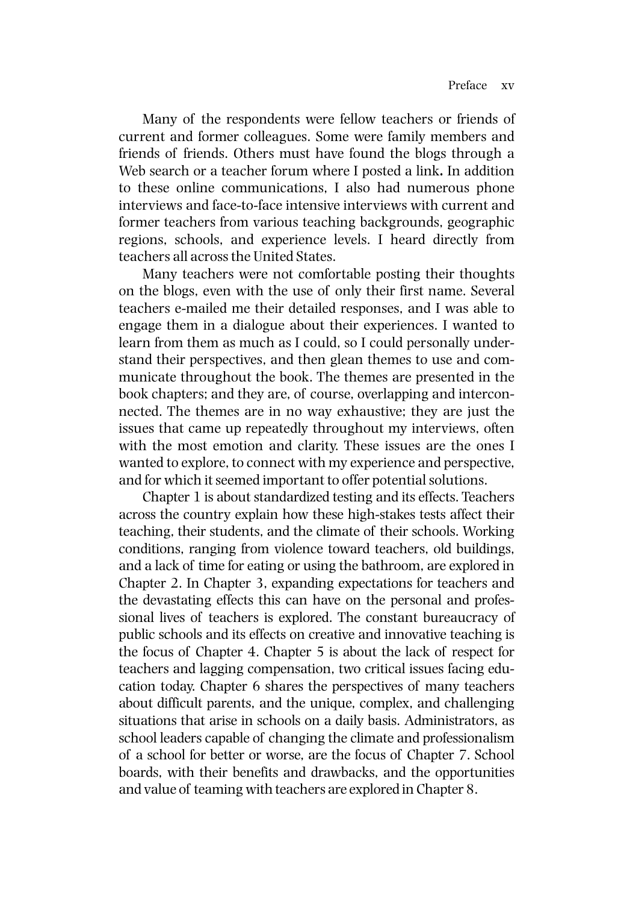Many of the respondents were fellow teachers or friends of current and former colleagues. Some were family members and friends of friends. Others must have found the blogs through a Web search or a teacher forum where I posted a link. In addition to these online communications, I also had numerous phone interviews and face-to-face intensive interviews with current and former teachers from various teaching backgrounds, geographic regions, schools, and experience levels. I heard directly from teachers all across the United States.

Many teachers were not comfortable posting their thoughts on the blogs, even with the use of only their first name. Several teachers e-mailed me their detailed responses, and I was able to engage them in a dialogue about their experiences. I wanted to learn from them as much as I could, so I could personally understand their perspectives, and then glean themes to use and communicate throughout the book. The themes are presented in the book chapters; and they are, of course, overlapping and interconnected. The themes are in no way exhaustive; they are just the issues that came up repeatedly throughout my interviews, often with the most emotion and clarity. These issues are the ones I wanted to explore, to connect with my experience and perspective, and for which it seemed important to offer potential solutions.

Chapter 1 is about standardized testing and its effects. Teachers across the country explain how these high-stakes tests affect their teaching, their students, and the climate of their schools. Working conditions, ranging from violence toward teachers, old buildings, and a lack of time for eating or using the bathroom, are explored in Chapter 2. In Chapter 3, expanding expectations for teachers and the devastating effects this can have on the personal and professional lives of teachers is explored. The constant bureaucracy of public schools and its effects on creative and innovative teaching is the focus of Chapter 4. Chapter 5 is about the lack of respect for teachers and lagging compensation, two critical issues facing education today. Chapter 6 shares the perspectives of many teachers about difficult parents, and the unique, complex, and challenging situations that arise in schools on a daily basis. Administrators, as school leaders capable of changing the climate and professionalism of a school for better or worse, are the focus of Chapter 7. School boards, with their benefits and drawbacks, and the opportunities and value of teaming with teachers are explored in Chapter 8.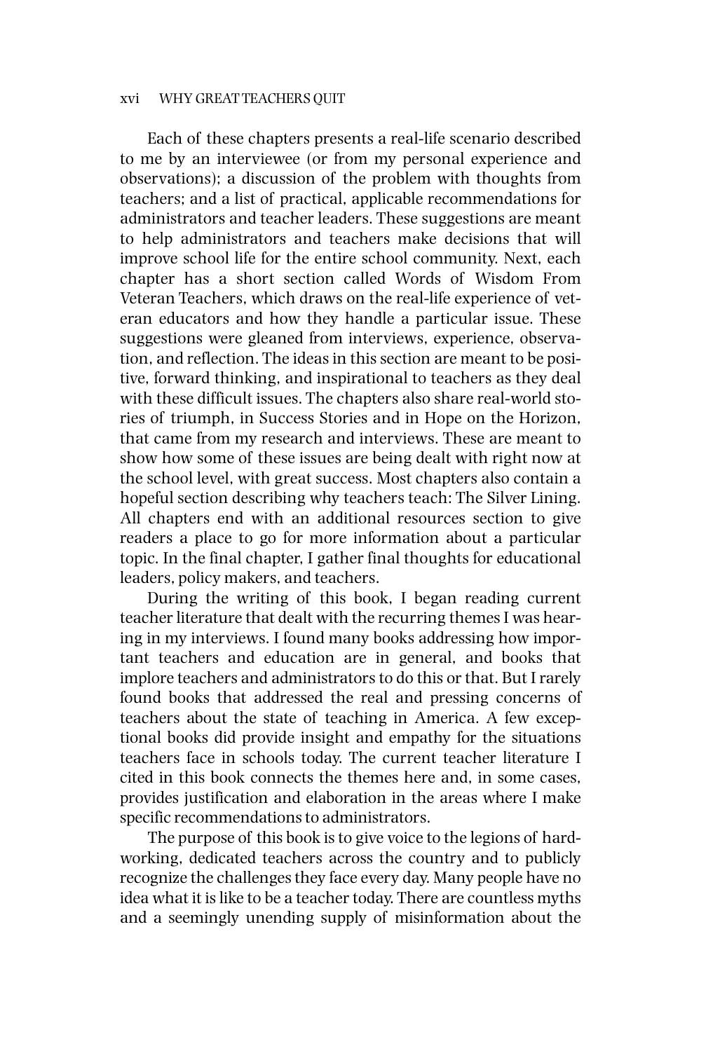Each of these chapters presents a real-life scenario described to me by an interviewee (or from my personal experience and observations); a discussion of the problem with thoughts from teachers; and a list of practical, applicable recommendations for administrators and teacher leaders. These suggestions are meant to help administrators and teachers make decisions that will improve school life for the entire school community. Next, each chapter has a short section called Words of Wisdom From Veteran Teachers, which draws on the real-life experience of veteran educators and how they handle a particular issue. These suggestions were gleaned from interviews, experience, observation, and reflection. The ideas in this section are meant to be positive, forward thinking, and inspirational to teachers as they deal with these difficult issues. The chapters also share real-world stories of triumph, in Success Stories and in Hope on the Horizon, that came from my research and interviews. These are meant to show how some of these issues are being dealt with right now at the school level, with great success. Most chapters also contain a hopeful section describing why teachers teach: The Silver Lining. All chapters end with an additional resources section to give readers a place to go for more information about a particular topic. In the final chapter, I gather final thoughts for educational leaders, policy makers, and teachers.

During the writing of this book, I began reading current teacher literature that dealt with the recurring themes I was hearing in my interviews. I found many books addressing how important teachers and education are in general, and books that implore teachers and administrators to do this or that. But I rarely found books that addressed the real and pressing concerns of teachers about the state of teaching in America. A few exceptional books did provide insight and empathy for the situations teachers face in schools today. The current teacher literature I cited in this book connects the themes here and, in some cases, provides justification and elaboration in the areas where I make specific recommendations to administrators.

The purpose of this book is to give voice to the legions of hardworking, dedicated teachers across the country and to publicly recognize the challenges they face every day. Many people have no idea what it is like to be a teacher today. There are countless myths and a seemingly unending supply of misinformation about the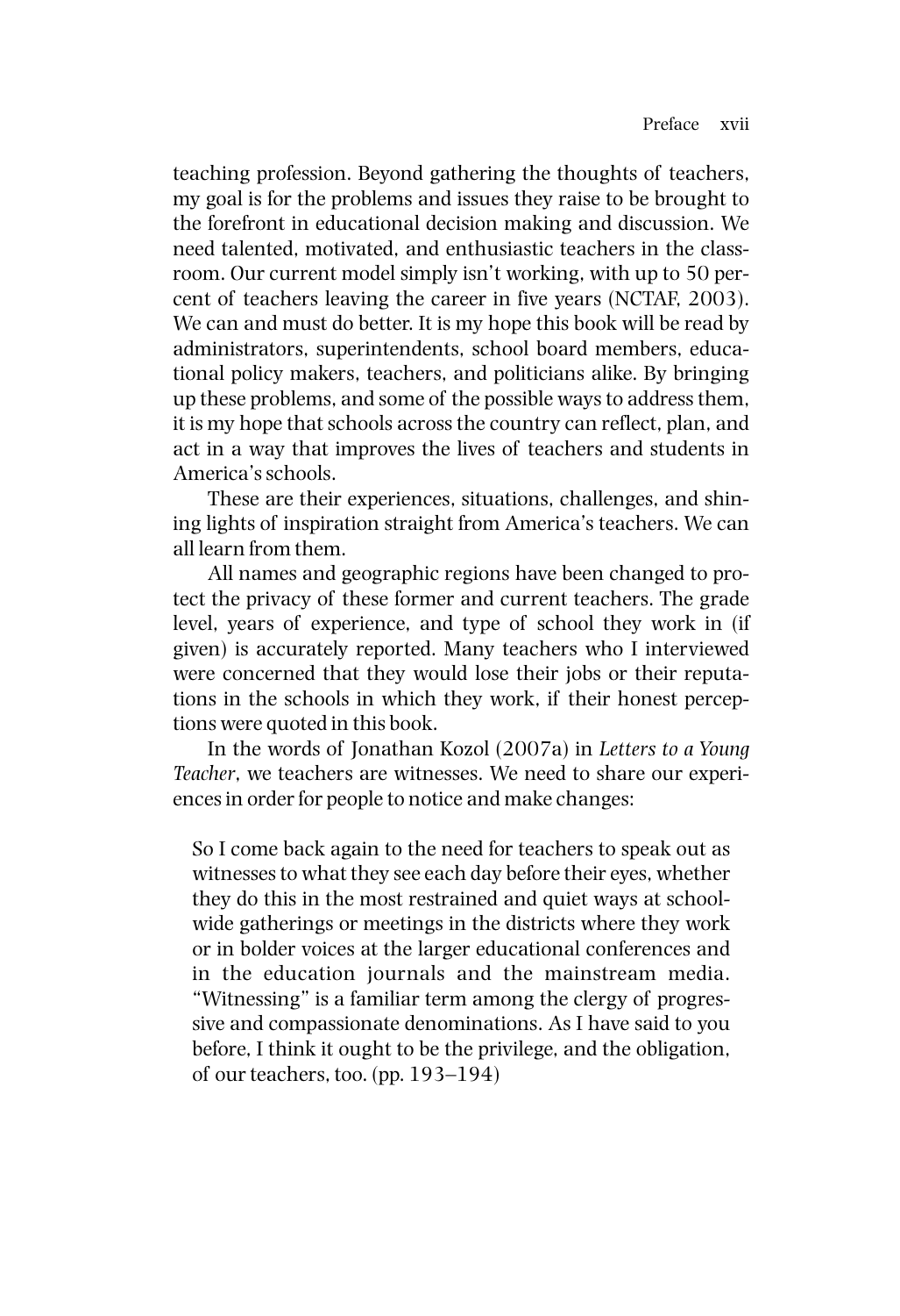teaching profession. Beyond gathering the thoughts of teachers, my goal is for the problems and issues they raise to be brought to the forefront in educational decision making and discussion. We need talented, motivated, and enthusiastic teachers in the classroom. Our current model simply isn't working, with up to 50 percent of teachers leaving the career in five years (NCTAF, 2003). We can and must do better. It is my hope this book will be read by administrators, superintendents, school board members, educational policy makers, teachers, and politicians alike. By bringing up these problems, and some of the possible ways to address them, it is my hope that schools across the country can reflect, plan, and act in a way that improves the lives of teachers and students in America's schools.

These are their experiences, situations, challenges, and shining lights of inspiration straight from America's teachers. We can all learn from them.

All names and geographic regions have been changed to protect the privacy of these former and current teachers. The grade level, years of experience, and type of school they work in (if given) is accurately reported. Many teachers who I interviewed were concerned that they would lose their jobs or their reputations in the schools in which they work, if their honest perceptions were quoted in this book.

In the words of Jonathan Kozol (2007a) in *Letters to a Young Teacher*, we teachers are witnesses. We need to share our experiences in order for people to notice and make changes:

> So I come back again to the need for teachers to speak out as witnesses to what they see each day before their eyes, whether they do this in the most restrained and quiet ways at schoolwide gatherings or meetings in the districts where they work or in bolder voices at the larger educational conferences and in the education journals and the mainstream media. "Witnessing" is a familiar term among the clergy of progressive and compassionate denominations. As I have said to you before, I think it ought to be the privilege, and the obligation, of our teachers, too. (pp. 193–194)